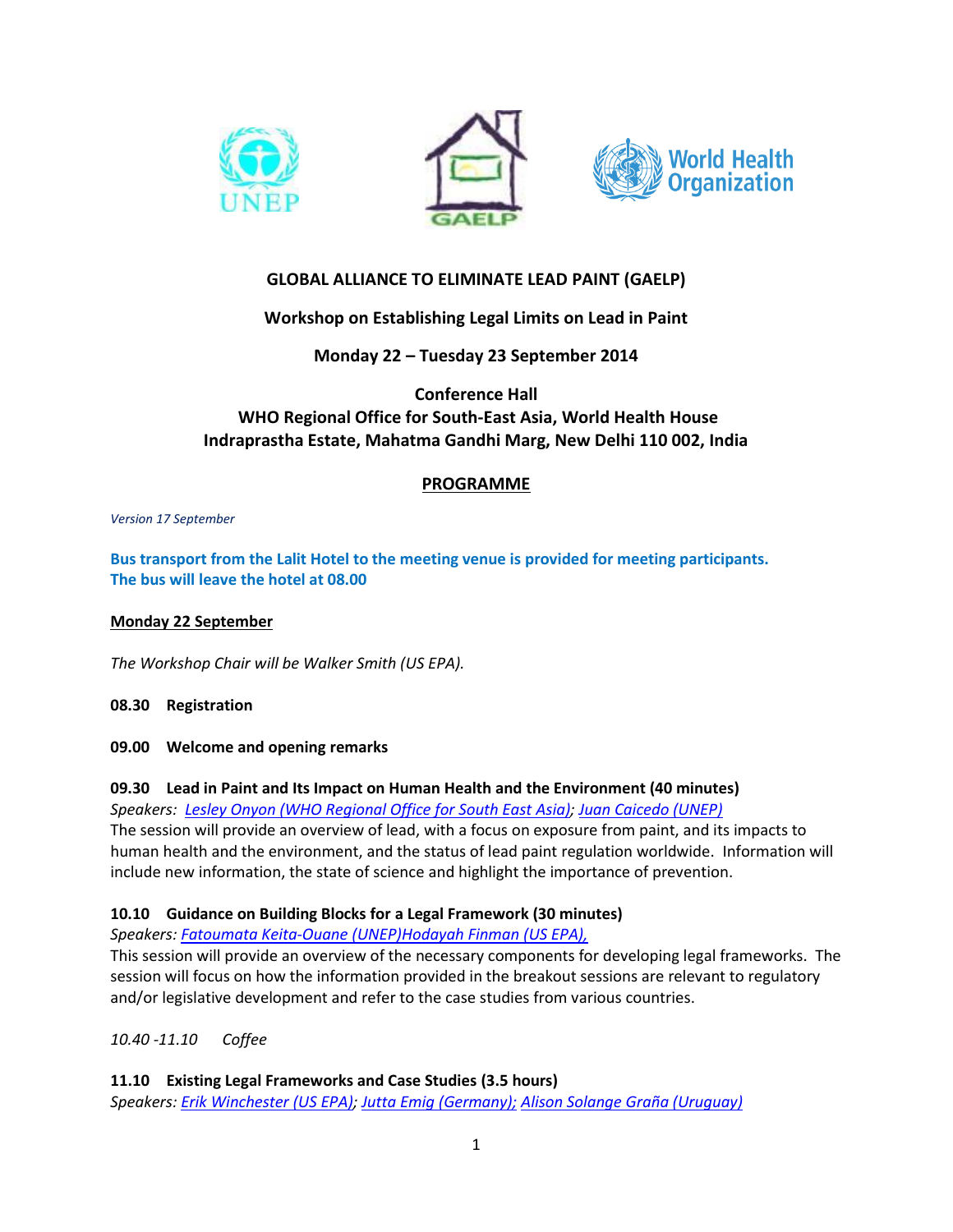# GLOBAL ALLIANCE TO ELIMINATE LEAD PAINT (GAELP)

## Workshop on Establishing Legal Limits on Lead in Paint

### Monday 22 – Tuesday 23 September 2014

**Conference Hall**
**WHO Regional Office for South-East Asia, World Health House**
**Indraprastha Estate, Mahatma Gandhi Marg, New Delhi 110 002, India**

## PROGRAMME

*Version 17 September*

**Bus transport from the Lalit Hotel to the meeting venue is provided for meeting participants. The bus will leave the hotel at 08.00**

### Monday 22 September

*The Workshop Chair will be Walker Smith (US EPA).*

**08.30 Registration**

**09.00 Welcome and opening remarks**

**09.30 Lead in Paint and Its Impact on Human Health and the Environment (40 minutes)**
*Speakers: Lesley Onyon (WHO Regional Office for South East Asia); Juan Caicedo (UNEP)*
The session will provide an overview of lead, with a focus on exposure from paint, and its impacts to human health and the environment, and the status of lead paint regulation worldwide. Information will include new information, the state of science and highlight the importance of prevention.

**10.10 Guidance on Building Blocks for a Legal Framework (30 minutes)**
*Speakers: Fatoumata Keita-Ouane (UNEP)Hodayah Finman (US EPA),*
This session will provide an overview of the necessary components for developing legal frameworks. The session will focus on how the information provided in the breakout sessions are relevant to regulatory and/or legislative development and refer to the case studies from various countries.

*10.40 -11.10 Coffee*

**11.10 Existing Legal Frameworks and Case Studies (3.5 hours)**
*Speakers: Erik Winchester (US EPA); Jutta Emig (Germany); Alison Solange Graña (Uruguay)*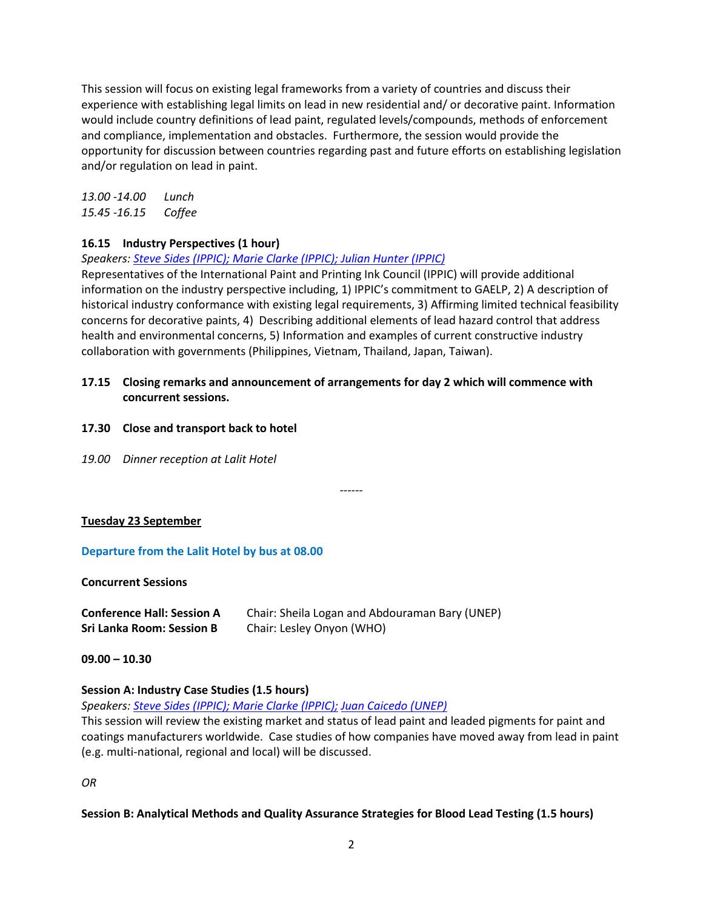This session will focus on existing legal frameworks from a variety of countries and discuss their experience with establishing legal limits on lead in new residential and/ or decorative paint. Information would include country definitions of lead paint, regulated levels/compounds, methods of enforcement and compliance, implementation and obstacles. Furthermore, the session would provide the opportunity for discussion between countries regarding past and future efforts on establishing legislation and/or regulation on lead in paint.

*13.00 -14.00 Lunch*
*15.45 -16.15 Coffee*

**16.15 Industry Perspectives (1 hour)**

*Speakers: Steve Sides (IPPIC); Marie Clarke (IPPIC); Julian Hunter (IPPIC)*

Representatives of the International Paint and Printing Ink Council (IPPIC) will provide additional information on the industry perspective including, 1) IPPIC's commitment to GAELP, 2) A description of historical industry conformance with existing legal requirements, 3) Affirming limited technical feasibility concerns for decorative paints, 4) Describing additional elements of lead hazard control that address health and environmental concerns, 5) Information and examples of current constructive industry collaboration with governments (Philippines, Vietnam, Thailand, Japan, Taiwan).

**17.15 Closing remarks and announcement of arrangements for day 2 which will commence with concurrent sessions.**

**17.30 Close and transport back to hotel**

*19.00 Dinner reception at Lalit Hotel*

------

**Tuesday 23 September**

**Departure from the Lalit Hotel by bus at 08.00**

**Concurrent Sessions**

**Conference Hall: Session A** Chair: Sheila Logan and Abdouraman Bary (UNEP)
**Sri Lanka Room: Session B** Chair: Lesley Onyon (WHO)

**09.00 – 10.30**

**Session A: Industry Case Studies (1.5 hours)**

*Speakers: Steve Sides (IPPIC); Marie Clarke (IPPIC); Juan Caicedo (UNEP)*

This session will review the existing market and status of lead paint and leaded pigments for paint and coatings manufacturers worldwide. Case studies of how companies have moved away from lead in paint (e.g. multi-national, regional and local) will be discussed.

*OR*

**Session B: Analytical Methods and Quality Assurance Strategies for Blood Lead Testing (1.5 hours)**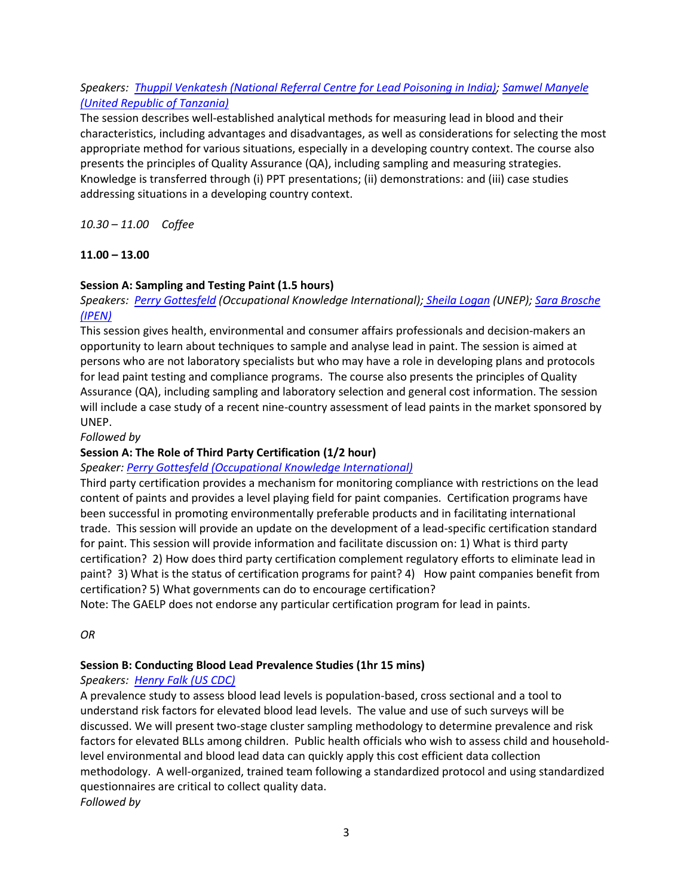*Speakers: Thuppil Venkatesh (National Referral Centre for Lead Poisoning in India); Samwel Manyele (United Republic of Tanzania)*

The session describes well-established analytical methods for measuring lead in blood and their characteristics, including advantages and disadvantages, as well as considerations for selecting the most appropriate method for various situations, especially in a developing country context. The course also presents the principles of Quality Assurance (QA), including sampling and measuring strategies. Knowledge is transferred through (i) PPT presentations; (ii) demonstrations: and (iii) case studies addressing situations in a developing country context.

*10.30 – 11.00 Coffee*

**11.00 – 13.00**

**Session A: Sampling and Testing Paint (1.5 hours)**

*Speakers: Perry Gottesfeld (Occupational Knowledge International); Sheila Logan (UNEP); Sara Brosche (IPEN)*

This session gives health, environmental and consumer affairs professionals and decision-makers an opportunity to learn about techniques to sample and analyse lead in paint. The session is aimed at persons who are not laboratory specialists but who may have a role in developing plans and protocols for lead paint testing and compliance programs. The course also presents the principles of Quality Assurance (QA), including sampling and laboratory selection and general cost information. The session will include a case study of a recent nine-country assessment of lead paints in the market sponsored by UNEP.

*Followed by*

**Session A: The Role of Third Party Certification (1/2 hour)**

*Speaker: Perry Gottesfeld (Occupational Knowledge International)*

Third party certification provides a mechanism for monitoring compliance with restrictions on the lead content of paints and provides a level playing field for paint companies. Certification programs have been successful in promoting environmentally preferable products and in facilitating international trade. This session will provide an update on the development of a lead-specific certification standard for paint. This session will provide information and facilitate discussion on: 1) What is third party certification? 2) How does third party certification complement regulatory efforts to eliminate lead in paint? 3) What is the status of certification programs for paint? 4) How paint companies benefit from certification? 5) What governments can do to encourage certification?

Note: The GAELP does not endorse any particular certification program for lead in paints.

*OR*

**Session B: Conducting Blood Lead Prevalence Studies (1hr 15 mins)**

*Speakers: Henry Falk (US CDC)*

A prevalence study to assess blood lead levels is population-based, cross sectional and a tool to understand risk factors for elevated blood lead levels. The value and use of such surveys will be discussed. We will present two-stage cluster sampling methodology to determine prevalence and risk factors for elevated BLLs among children. Public health officials who wish to assess child and household-level environmental and blood lead data can quickly apply this cost efficient data collection methodology. A well-organized, trained team following a standardized protocol and using standardized questionnaires are critical to collect quality data.

*Followed by*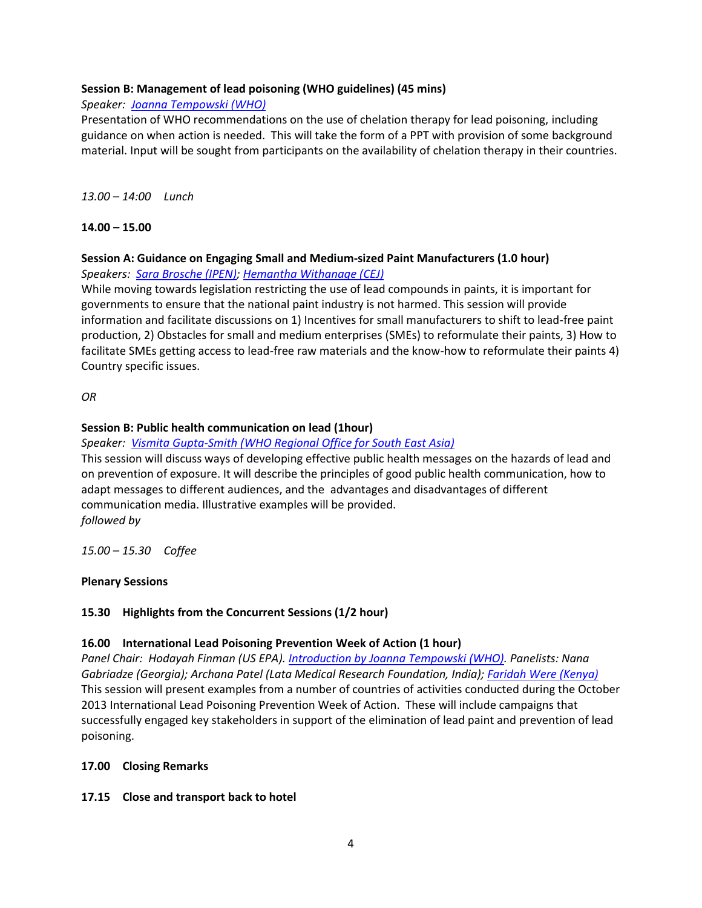**Session B: Management of lead poisoning (WHO guidelines) (45 mins)**

*Speaker: Joanna Tempowski (WHO)*

Presentation of WHO recommendations on the use of chelation therapy for lead poisoning, including guidance on when action is needed. This will take the form of a PPT with provision of some background material. Input will be sought from participants on the availability of chelation therapy in their countries.

*13.00 – 14:00 Lunch*

**14.00 – 15.00**

**Session A: Guidance on Engaging Small and Medium-sized Paint Manufacturers (1.0 hour)**

*Speakers: Sara Brosche (IPEN); Hemantha Withanage (CEJ)*

While moving towards legislation restricting the use of lead compounds in paints, it is important for governments to ensure that the national paint industry is not harmed. This session will provide information and facilitate discussions on 1) Incentives for small manufacturers to shift to lead-free paint production, 2) Obstacles for small and medium enterprises (SMEs) to reformulate their paints, 3) How to facilitate SMEs getting access to lead-free raw materials and the know-how to reformulate their paints 4) Country specific issues.

*OR*

**Session B: Public health communication on lead (1hour)**

*Speaker: Vismita Gupta-Smith (WHO Regional Office for South East Asia)*

This session will discuss ways of developing effective public health messages on the hazards of lead and on prevention of exposure. It will describe the principles of good public health communication, how to adapt messages to different audiences, and the advantages and disadvantages of different communication media. Illustrative examples will be provided.

*followed by*

*15.00 – 15.30 Coffee*

**Plenary Sessions**

**15.30 Highlights from the Concurrent Sessions (1/2 hour)**

**16.00 International Lead Poisoning Prevention Week of Action (1 hour)**

*Panel Chair: Hodayah Finman (US EPA). Introduction by Joanna Tempowski (WHO). Panelists: Nana Gabriadze (Georgia); Archana Patel (Lata Medical Research Foundation, India); Faridah Were (Kenya)*

This session will present examples from a number of countries of activities conducted during the October 2013 International Lead Poisoning Prevention Week of Action. These will include campaigns that successfully engaged key stakeholders in support of the elimination of lead paint and prevention of lead poisoning.

**17.00 Closing Remarks**

**17.15 Close and transport back to hotel**